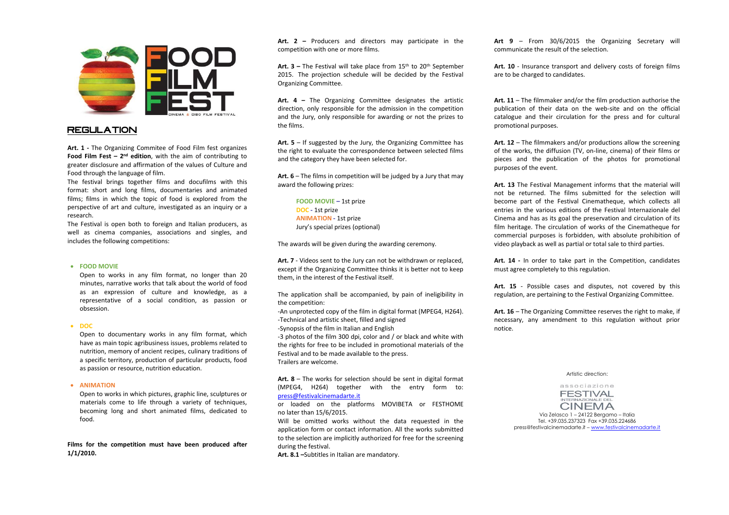# FOOD FILM FEST

CINEMA & CIBO FILM FESTIVAL

## REGULATION

**Art. 1 -** The Organizing Commitee of Food Film fest organizes **Food Film Fest – 2nd edition**, with the aim of contributing to greater disclosure and affirmation of the values of Culture and Food through the language of film.

The festival brings together films and docufilms with this format: short and long films, documentaries and animated films; films in which the topic of food is explored from the perspective of art and culture, investigated as an inquiry or a research.

The Festival is open both to foreign and Italian producers, as well as cinema companies, associations and singles, and includes the following competitions:

- **FOOD MOVIE**

  Open to works in any film format, no longer than 20 minutes, narrative works that talk about the world of food as an expression of culture and knowledge, as a representative of a social condition, as passion or obsession.

- **DOC**

  Open to documentary works in any film format, which have as main topic agribusiness issues, problems related to nutrition, memory of ancient recipes, culinary traditions of a specific territory, production of particular products, food as passion or resource, nutrition education.

- **ANIMATION**

  Open to works in which pictures, graphic line, sculptures or materials come to life through a variety of techniques, becoming long and short animated films, dedicated to food.

**Films for the competition must have been produced after 1/1/2010.**

**Art. 2 –** Producers and directors may participate in the competition with one or more films.

**Art. 3 –** The Festival will take place from 15th to 20th September 2015. The projection schedule will be decided by the Festival Organizing Committee.

**Art. 4 –** The Organizing Committee designates the artistic direction, only responsible for the admission in the competition and the Jury, only responsible for awarding or not the prizes to the films.

**Art. 5** – If suggested by the Jury, the Organizing Committee has the right to evaluate the correspondence between selected films and the category they have been selected for.

**Art. 6** – The films in competition will be judged by a Jury that may award the following prizes:

> **FOOD MOVIE** – 1st prize
> **DOC** - 1st prize
> **ANIMATION** - 1st prize
> Jury's special prizes (optional)

The awards will be given during the awarding ceremony.

**Art. 7** - Videos sent to the Jury can not be withdrawn or replaced, except if the Organizing Committee thinks it is better not to keep them, in the interest of the Festival itself.

The application shall be accompanied, by pain of ineligibility in the competition:

-An unprotected copy of the film in digital format (MPEG4, H264).
-Technical and artistic sheet, filled and signed
-Synopsis of the film in Italian and English
-3 photos of the film 300 dpi, color and / or black and white with the rights for free to be included in promotional materials of the Festival and to be made available to the press.
Trailers are welcome.

**Art. 8** – The works for selection should be sent in digital format (MPEG4, H264) together with the entry form to: press@festivalcinemadarte.it
or loaded on the platforms MOVIBETA or FESTHOME no later than 15/6/2015.
Will be omitted works without the data requested in the application form or contact information. All the works submitted to the selection are implicitly authorized for free for the screening during the festival.
**Art. 8.1 –**Subtitles in Italian are mandatory.

**Art 9** – From 30/6/2015 the Organizing Secretary will communicate the result of the selection.

**Art. 10** - Insurance transport and delivery costs of foreign films are to be charged to candidates.

**Art. 11** – The filmmaker and/or the film production authorise the publication of their data on the web-site and on the official catalogue and their circulation for the press and for cultural promotional purposes.

**Art. 12** – The filmmakers and/or productions allow the screening of the works, the diffusion (TV, on-line, cinema) of their films or pieces and the publication of the photos for promotional purposes of the event.

**Art. 13** The Festival Management informs that the material will not be returned. The films submitted for the selection will become part of the Festival Cinematheque, which collects all entries in the various editions of the Festival Internazionale del Cinema and has as its goal the preservation and circulation of its film heritage. The circulation of works of the Cinematheque for commercial purposes is forbidden, with absolute prohibition of video playback as well as partial or total sale to third parties.

**Art. 14 -** In order to take part in the Competition, candidates must agree completely to this regulation.

**Art. 15** - Possible cases and disputes, not covered by this regulation, are pertaining to the Festival Organizing Committee.

**Art. 16** – The Organizing Committee reserves the right to make, if necessary, any amendment to this regulation without prior notice.

Artistic direction:

associazione FESTIVAL INTERNAZIONALE DEL CINEMA
Via Zelasco 1 – 24122 Bergamo – Italia
Tel. +39.035.237323 Fax +39.035.224686
press@festivalcinemadarte.it – www.festivalcinemadarte.it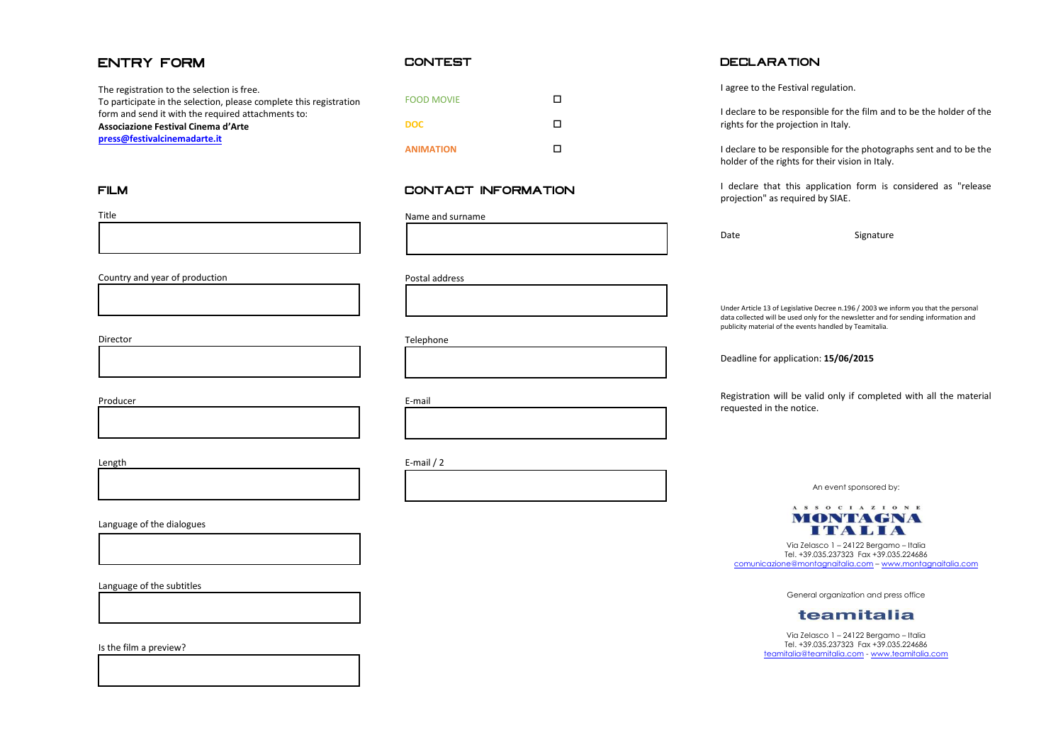## ENTRY FORM

The registration to the selection is free.
To participate in the selection, please complete this registration form and send it with the required attachments to:
**Associazione Festival Cinema d'Arte**
**press@festivalcinemadarte.it**

## FILM

Title

Country and year of production

Director

Producer

Length

Language of the dialogues

Language of the subtitles

Is the film a preview?

## CONTEST

FOOD MOVIE ☐

**DOC** ☐

**ANIMATION** ☐

## CONTACT INFORMATION

Name and surname

Postal address

Telephone

E-mail

E-mail / 2

## DECLARATION

I agree to the Festival regulation.

I declare to be responsible for the film and to be the holder of the rights for the projection in Italy.

I declare to be responsible for the photographs sent and to be the holder of the rights for their vision in Italy.

I declare that this application form is considered as "release projection" as required by SIAE.

Date Signature

Under Article 13 of Legislative Decree n.196 / 2003 we inform you that the personal data collected will be used only for the newsletter and for sending information and publicity material of the events handled by Teamitalia.

Deadline for application: **15/06/2015**

Registration will be valid only if completed with all the material requested in the notice.

An event sponsored by:

ASSOCIAZIONE MONTAGNA ITALIA

Via Zelasco 1 – 24122 Bergamo – Italia
Tel. +39.035.237323 Fax +39.035.224686
comunicazione@montagnaitalia.com – www.montagnaitalia.com

General organization and press office

teamitalia

Via Zelasco 1 – 24122 Bergamo – Italia
Tel. +39.035.237323 Fax +39.035.224686
teamitalia@teamitalia.com - www.teamitalia.com